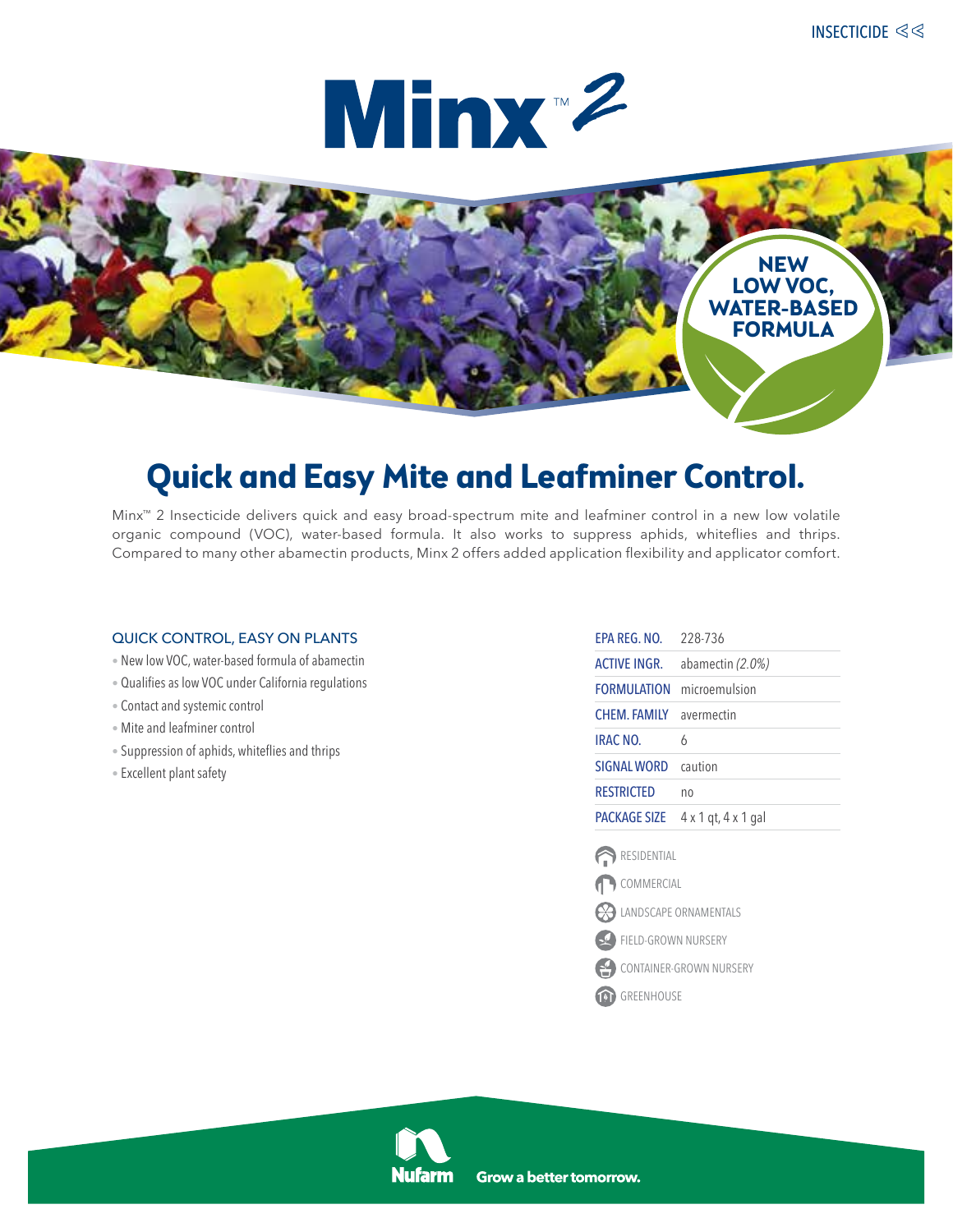INSECTICIDE

# Minx™ 2

NEW LOW VOC, WATER-BASED FORMULA

## Quick and Easy Mite and Leafminer Control.

Minx™ 2 Insecticide delivers quick and easy broad-spectrum mite and leafminer control in a new low volatile organic compound (VOC), water-based formula. It also works to suppress aphids, whiteflies and thrips. Compared to many other abamectin products, Minx 2 offers added application flexibility and applicator comfort.

### QUICK CONTROL, EASY ON PLANTS

- New low VOC, water-based formula of abamectin
- Qualifies as low VOC under California regulations
- Contact and systemic control
- Mite and leafminer control
- Suppression of aphids, whiteflies and thrips
- Excellent plant safety

| | |
|---|---|
| EPA REG. NO. | 228-736 |
| ACTIVE INGR. | abamectin *(2.0%)* |
| FORMULATION | microemulsion |
| CHEM. FAMILY | avermectin |
| IRAC NO. | 6 |
| SIGNAL WORD | caution |
| RESTRICTED | no |
| PACKAGE SIZE | 4 x 1 qt, 4 x 1 gal |

- RESIDENTIAL
- COMMERCIAL
- LANDSCAPE ORNAMENTALS
- FIELD-GROWN NURSERY
- CONTAINER-GROWN NURSERY
- GREENHOUSE

Nufarm Grow a better tomorrow.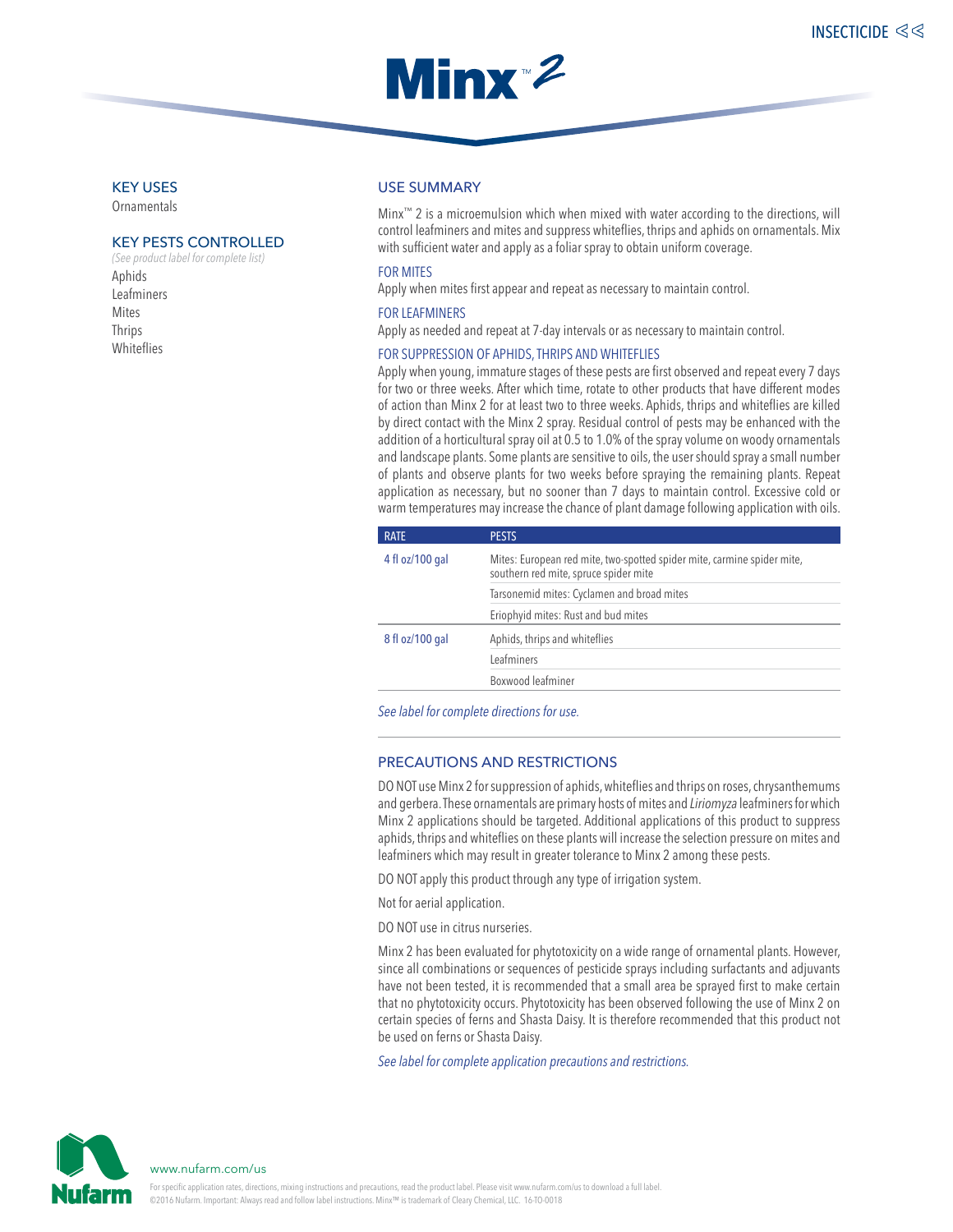INSECTICIDE

# Minx™ 2

## KEY USES

Ornamentals

## KEY PESTS CONTROLLED

*(See product label for complete list)*

Aphids
Leafminers
Mites
Thrips
Whiteflies

## USE SUMMARY

Minx™ 2 is a microemulsion which when mixed with water according to the directions, will control leafminers and mites and suppress whiteflies, thrips and aphids on ornamentals. Mix with sufficient water and apply as a foliar spray to obtain uniform coverage.

### FOR MITES

Apply when mites first appear and repeat as necessary to maintain control.

### FOR LEAFMINERS

Apply as needed and repeat at 7-day intervals or as necessary to maintain control.

### FOR SUPPRESSION OF APHIDS, THRIPS AND WHITEFLIES

Apply when young, immature stages of these pests are first observed and repeat every 7 days for two or three weeks. After which time, rotate to other products that have different modes of action than Minx 2 for at least two to three weeks. Aphids, thrips and whiteflies are killed by direct contact with the Minx 2 spray. Residual control of pests may be enhanced with the addition of a horticultural spray oil at 0.5 to 1.0% of the spray volume on woody ornamentals and landscape plants. Some plants are sensitive to oils, the user should spray a small number of plants and observe plants for two weeks before spraying the remaining plants. Repeat application as necessary, but no sooner than 7 days to maintain control. Excessive cold or warm temperatures may increase the chance of plant damage following application with oils.

| RATE | PESTS |
|---|---|
| 4 fl oz/100 gal | Mites: European red mite, two-spotted spider mite, carmine spider mite, southern red mite, spruce spider mite |
| | Tarsonemid mites: Cyclamen and broad mites |
| | Eriophyid mites: Rust and bud mites |
| 8 fl oz/100 gal | Aphids, thrips and whiteflies |
| | Leafminers |
| | Boxwood leafminer |

*See label for complete directions for use.*

## PRECAUTIONS AND RESTRICTIONS

DO NOT use Minx 2 for suppression of aphids, whiteflies and thrips on roses, chrysanthemums and gerbera. These ornamentals are primary hosts of mites and *Liriomyza* leafminers for which Minx 2 applications should be targeted. Additional applications of this product to suppress aphids, thrips and whiteflies on these plants will increase the selection pressure on mites and leafminers which may result in greater tolerance to Minx 2 among these pests.

DO NOT apply this product through any type of irrigation system.

Not for aerial application.

DO NOT use in citrus nurseries.

Minx 2 has been evaluated for phytotoxicity on a wide range of ornamental plants. However, since all combinations or sequences of pesticide sprays including surfactants and adjuvants have not been tested, it is recommended that a small area be sprayed first to make certain that no phytotoxicity occurs. Phytotoxicity has been observed following the use of Minx 2 on certain species of ferns and Shasta Daisy. It is therefore recommended that this product not be used on ferns or Shasta Daisy.

*See label for complete application precautions and restrictions.*

Nufarm

www.nufarm.com/us

For specific application rates, directions, mixing instructions and precautions, read the product label. Please visit www.nufarm.com/us to download a full label. ©2016 Nufarm. Important: Always read and follow label instructions. Minx™ is trademark of Cleary Chemical, LLC. 16-TO-0018